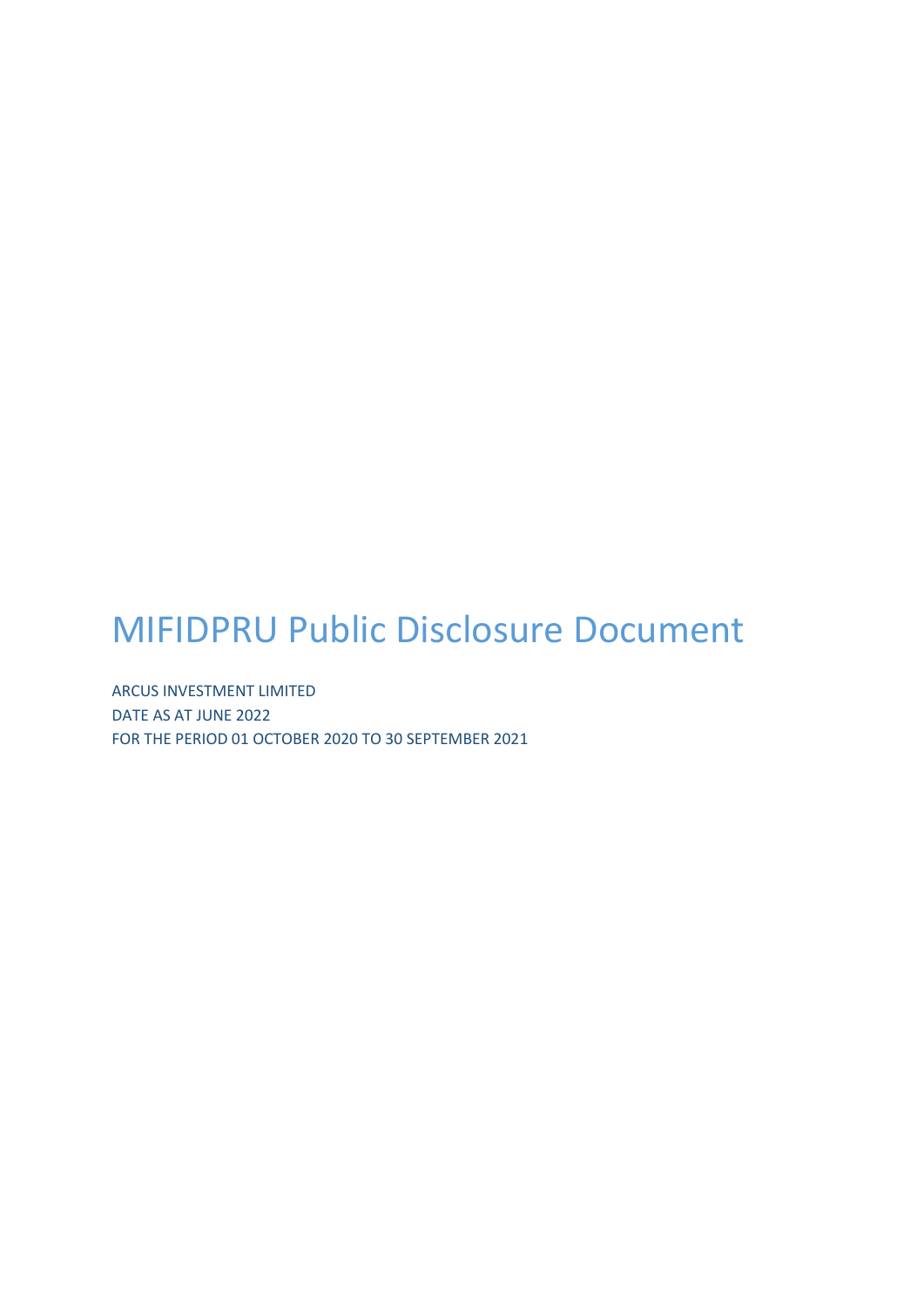# MIFIDPRU Public Disclosure Document

ARCUS INVESTMENT LIMITED
DATE AS AT JUNE 2022
FOR THE PERIOD 01 OCTOBER 2020 TO 30 SEPTEMBER 2021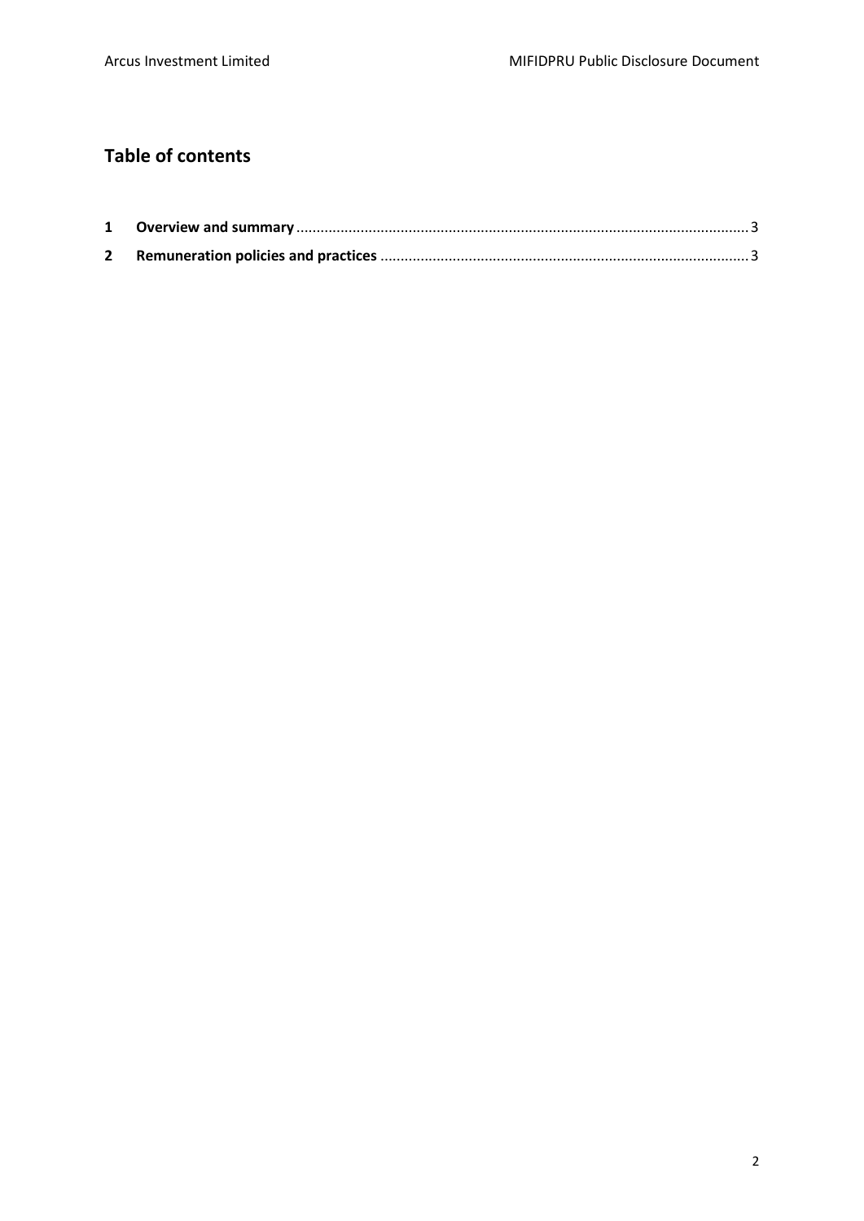## Table of contents

1 **Overview and summary** ............................................................................................................. 3

2 **Remuneration policies and practices** ......................................................................................... 3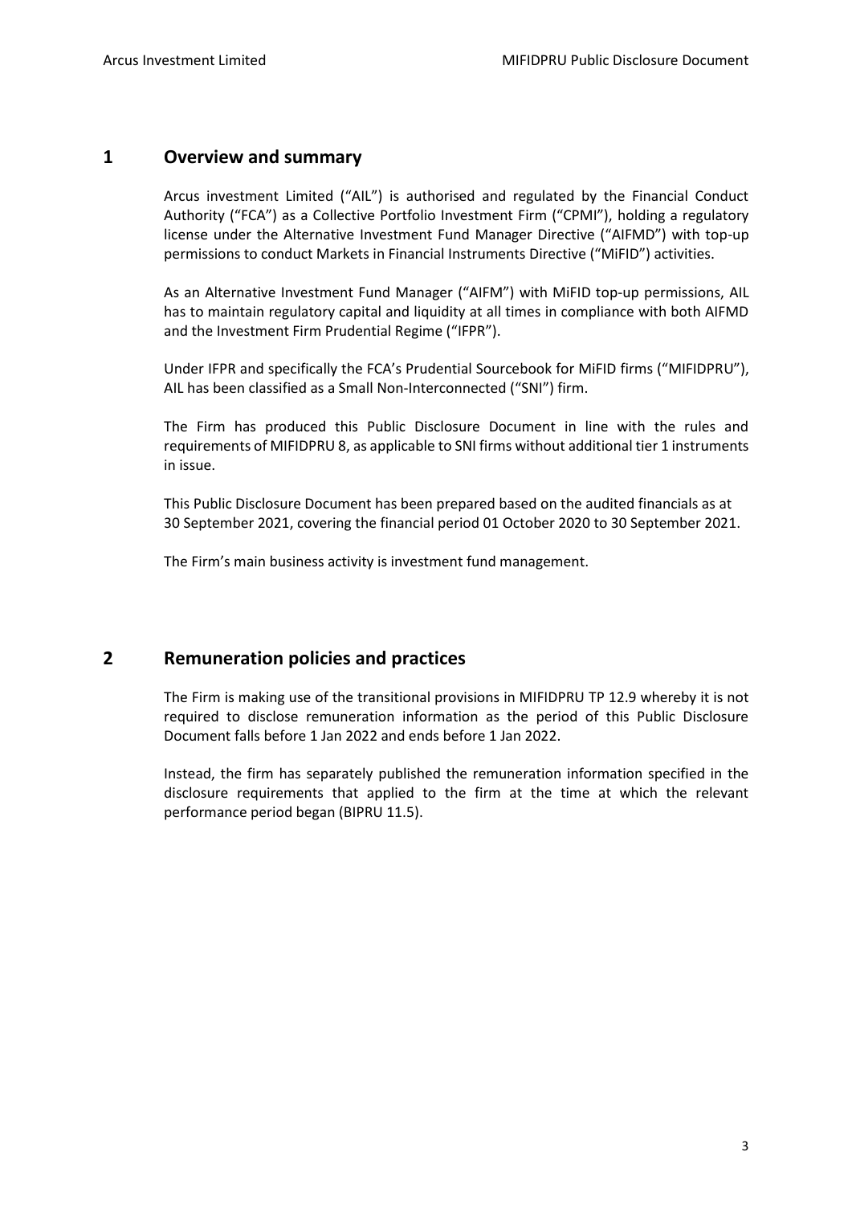## 1 Overview and summary

Arcus investment Limited ("AIL") is authorised and regulated by the Financial Conduct Authority ("FCA") as a Collective Portfolio Investment Firm ("CPMI"), holding a regulatory license under the Alternative Investment Fund Manager Directive ("AIFMD") with top-up permissions to conduct Markets in Financial Instruments Directive ("MiFID") activities.

As an Alternative Investment Fund Manager ("AIFM") with MiFID top-up permissions, AIL has to maintain regulatory capital and liquidity at all times in compliance with both AIFMD and the Investment Firm Prudential Regime ("IFPR").

Under IFPR and specifically the FCA's Prudential Sourcebook for MiFID firms ("MIFIDPRU"), AIL has been classified as a Small Non-Interconnected ("SNI") firm.

The Firm has produced this Public Disclosure Document in line with the rules and requirements of MIFIDPRU 8, as applicable to SNI firms without additional tier 1 instruments in issue.

This Public Disclosure Document has been prepared based on the audited financials as at 30 September 2021, covering the financial period 01 October 2020 to 30 September 2021.

The Firm's main business activity is investment fund management.

## 2 Remuneration policies and practices

The Firm is making use of the transitional provisions in MIFIDPRU TP 12.9 whereby it is not required to disclose remuneration information as the period of this Public Disclosure Document falls before 1 Jan 2022 and ends before 1 Jan 2022.

Instead, the firm has separately published the remuneration information specified in the disclosure requirements that applied to the firm at the time at which the relevant performance period began (BIPRU 11.5).